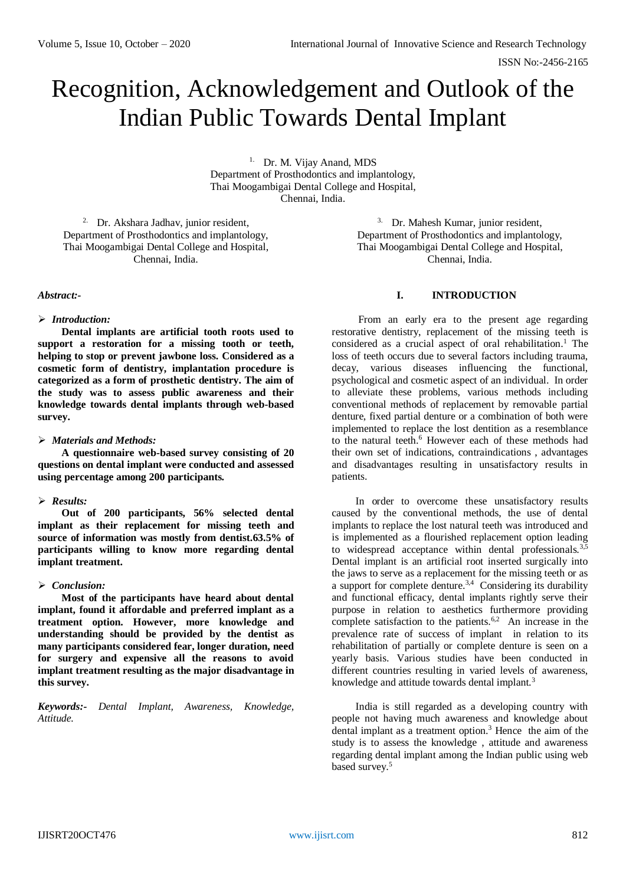# Recognition, Acknowledgement and Outlook of the Indian Public Towards Dental Implant

[1.] Dr. M. Vijay Anand, MDS
Department of Prosthodontics and implantology,
Thai Moogambigai Dental College and Hospital,
Chennai, India.

[2.] Dr. Akshara Jadhav, junior resident,
Department of Prosthodontics and implantology,
Thai Moogambigai Dental College and Hospital,
Chennai, India.

[3.] Dr. Mahesh Kumar, junior resident,
Department of Prosthodontics and implantology,
Thai Moogambigai Dental College and Hospital,
Chennai, India.

*Abstract:-*

- ***Introduction:***

**Dental implants are artificial tooth roots used to support a restoration for a missing tooth or teeth, helping to stop or prevent jawbone loss. Considered as a cosmetic form of dentistry, implantation procedure is categorized as a form of prosthetic dentistry. The aim of the study was to assess public awareness and their knowledge towards dental implants through web-based survey.**

- ***Materials and Methods:***

**A questionnaire web-based survey consisting of 20 questions on dental implant were conducted and assessed using percentage among 200 participants.**

- ***Results:***

**Out of 200 participants, 56% selected dental implant as their replacement for missing teeth and source of information was mostly from dentist.63.5% of participants willing to know more regarding dental implant treatment.**

- ***Conclusion:***

**Most of the participants have heard about dental implant, found it affordable and preferred implant as a treatment option. However, more knowledge and understanding should be provided by the dentist as many participants considered fear, longer duration, need for surgery and expensive all the reasons to avoid implant treatment resulting as the major disadvantage in this survey.**

***Keywords:-*** *Dental Implant, Awareness, Knowledge, Attitude.*

## I. INTRODUCTION

From an early era to the present age regarding restorative dentistry, replacement of the missing teeth is considered as a crucial aspect of oral rehabilitation.[1] The loss of teeth occurs due to several factors including trauma, decay, various diseases influencing the functional, psychological and cosmetic aspect of an individual. In order to alleviate these problems, various methods including conventional methods of replacement by removable partial denture, fixed partial denture or a combination of both were implemented to replace the lost dentition as a resemblance to the natural teeth.[6] However each of these methods had their own set of indications, contraindications , advantages and disadvantages resulting in unsatisfactory results in patients.

In order to overcome these unsatisfactory results caused by the conventional methods, the use of dental implants to replace the lost natural teeth was introduced and is implemented as a flourished replacement option leading to widespread acceptance within dental professionals.[3,5] Dental implant is an artificial root inserted surgically into the jaws to serve as a replacement for the missing teeth or as a support for complete denture.[3,4] Considering its durability and functional efficacy, dental implants rightly serve their purpose in relation to aesthetics furthermore providing complete satisfaction to the patients.[6,2] An increase in the prevalence rate of success of implant in relation to its rehabilitation of partially or complete denture is seen on a yearly basis. Various studies have been conducted in different countries resulting in varied levels of awareness, knowledge and attitude towards dental implant.[3]

India is still regarded as a developing country with people not having much awareness and knowledge about dental implant as a treatment option.[3] Hence the aim of the study is to assess the knowledge , attitude and awareness regarding dental implant among the Indian public using web based survey.[5]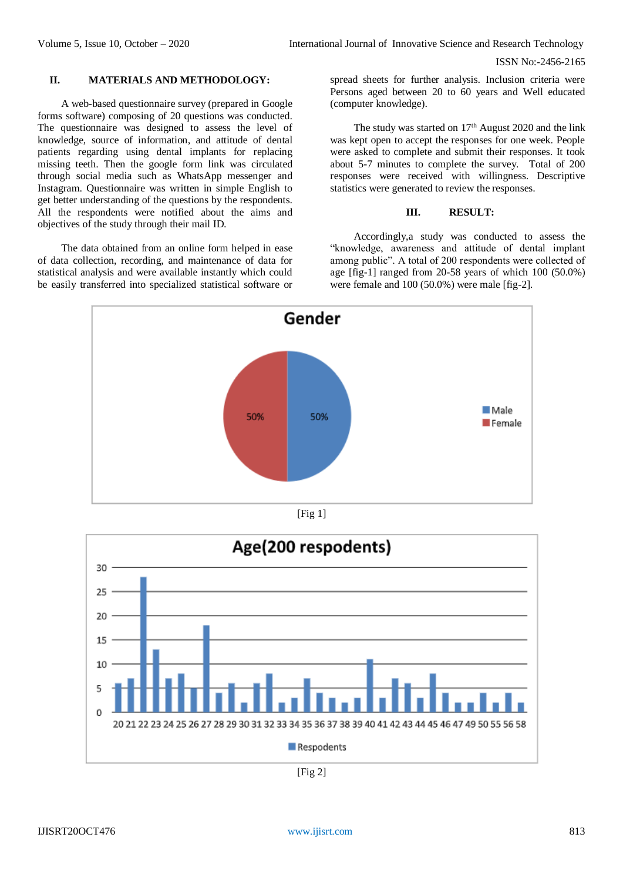## II. MATERIALS AND METHODOLOGY:

A web-based questionnaire survey (prepared in Google forms software) composing of 20 questions was conducted. The questionnaire was designed to assess the level of knowledge, source of information, and attitude of dental patients regarding using dental implants for replacing missing teeth. Then the google form link was circulated through social media such as WhatsApp messenger and Instagram. Questionnaire was written in simple English to get better understanding of the questions by the respondents. All the respondents were notified about the aims and objectives of the study through their mail ID.

The data obtained from an online form helped in ease of data collection, recording, and maintenance of data for statistical analysis and were available instantly which could be easily transferred into specialized statistical software or spread sheets for further analysis. Inclusion criteria were Persons aged between 20 to 60 years and Well educated (computer knowledge).

The study was started on 17th August 2020 and the link was kept open to accept the responses for one week. People were asked to complete and submit their responses. It took about 5-7 minutes to complete the survey. Total of 200 responses were received with willingness. Descriptive statistics were generated to review the responses.

## III. RESULT:

Accordingly,a study was conducted to assess the "knowledge, awareness and attitude of dental implant among public". A total of 200 respondents were collected of age [fig-1] ranged from 20-58 years of which 100 (50.0%) were female and 100 (50.0%) were male [fig-2].

[Fig 1]

[Fig 2]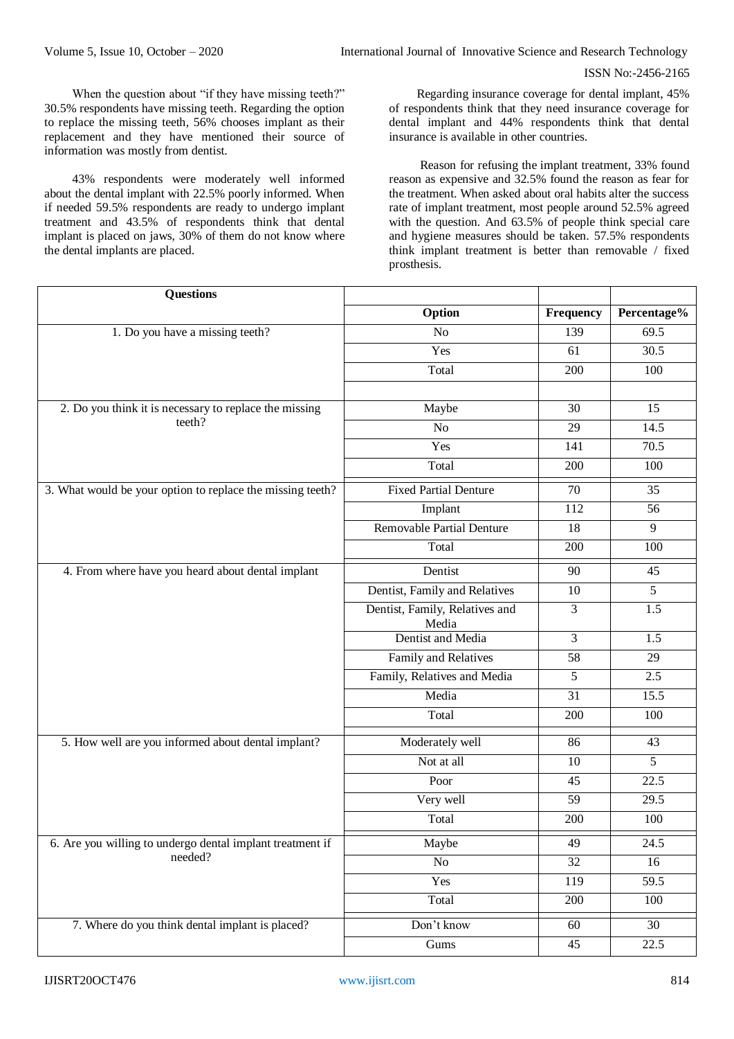When the question about "if they have missing teeth?" 30.5% respondents have missing teeth. Regarding the option to replace the missing teeth, 56% chooses implant as their replacement and they have mentioned their source of information was mostly from dentist.

43% respondents were moderately well informed about the dental implant with 22.5% poorly informed. When if needed 59.5% respondents are ready to undergo implant treatment and 43.5% of respondents think that dental implant is placed on jaws, 30% of them do not know where the dental implants are placed.

Regarding insurance coverage for dental implant, 45% of respondents think that they need insurance coverage for dental implant and 44% respondents think that dental insurance is available in other countries.

Reason for refusing the implant treatment, 33% found reason as expensive and 32.5% found the reason as fear for the treatment. When asked about oral habits alter the success rate of implant treatment, most people around 52.5% agreed with the question. And 63.5% of people think special care and hygiene measures should be taken. 57.5% respondents think implant treatment is better than removable / fixed prosthesis.

| Questions | Option | Frequency | Percentage% |
|---|---|---|---|
| 1. Do you have a missing teeth? | No | 139 | 69.5 |
| | Yes | 61 | 30.5 |
| | Total | 200 | 100 |
| 2. Do you think it is necessary to replace the missing teeth? | Maybe | 30 | 15 |
| | No | 29 | 14.5 |
| | Yes | 141 | 70.5 |
| | Total | 200 | 100 |
| 3. What would be your option to replace the missing teeth? | Fixed Partial Denture | 70 | 35 |
| | Implant | 112 | 56 |
| | Removable Partial Denture | 18 | 9 |
| | Total | 200 | 100 |
| 4. From where have you heard about dental implant | Dentist | 90 | 45 |
| | Dentist, Family and Relatives | 10 | 5 |
| | Dentist, Family, Relatives and Media | 3 | 1.5 |
| | Dentist and Media | 3 | 1.5 |
| | Family and Relatives | 58 | 29 |
| | Family, Relatives and Media | 5 | 2.5 |
| | Media | 31 | 15.5 |
| | Total | 200 | 100 |
| 5. How well are you informed about dental implant? | Moderately well | 86 | 43 |
| | Not at all | 10 | 5 |
| | Poor | 45 | 22.5 |
| | Very well | 59 | 29.5 |
| | Total | 200 | 100 |
| 6. Are you willing to undergo dental implant treatment if needed? | Maybe | 49 | 24.5 |
| | No | 32 | 16 |
| | Yes | 119 | 59.5 |
| | Total | 200 | 100 |
| 7. Where do you think dental implant is placed? | Don't know | 60 | 30 |
| | Gums | 45 | 22.5 |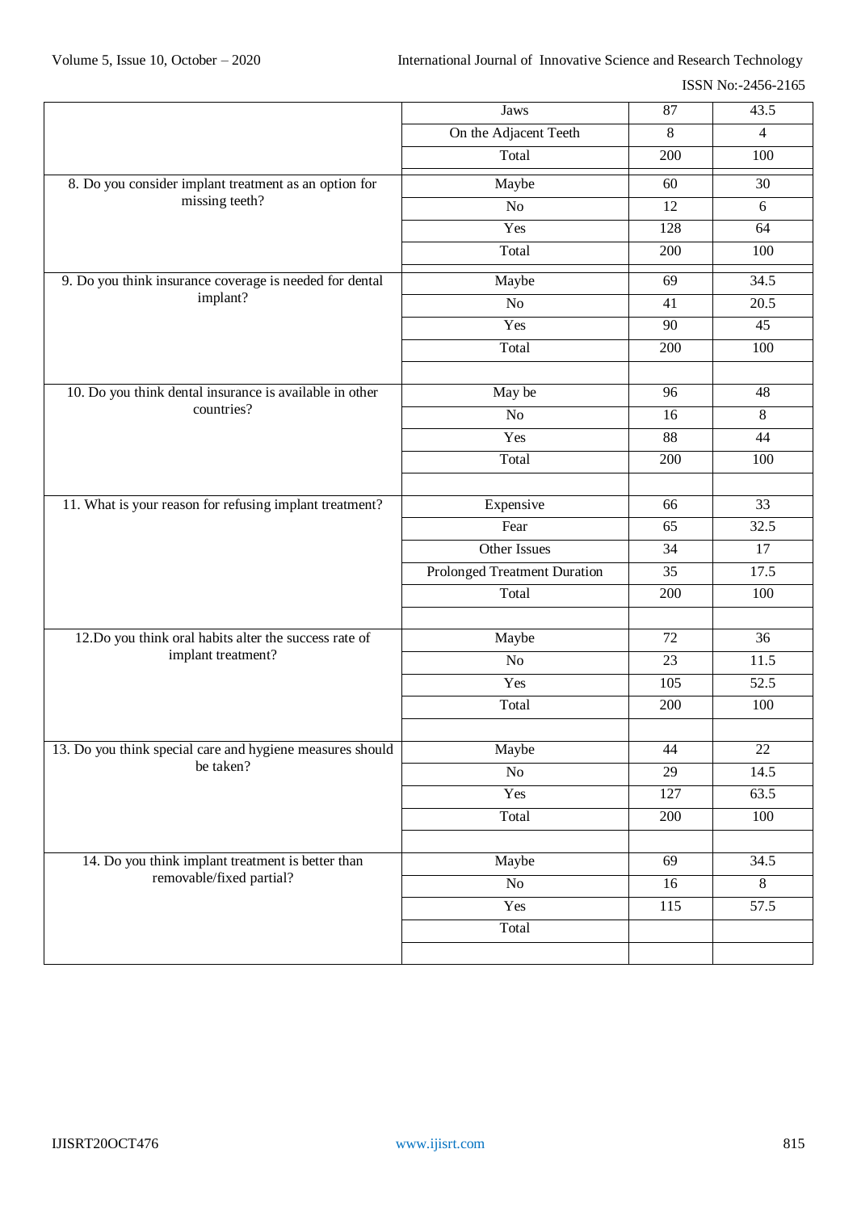| | | | |
|---|---|---|---|
| | Jaws | 87 | 43.5 |
| | On the Adjacent Teeth | 8 | 4 |
| | Total | 200 | 100 |
| 8. Do you consider implant treatment as an option for missing teeth? | Maybe | 60 | 30 |
| | No | 12 | 6 |
| | Yes | 128 | 64 |
| | Total | 200 | 100 |
| 9. Do you think insurance coverage is needed for dental implant? | Maybe | 69 | 34.5 |
| | No | 41 | 20.5 |
| | Yes | 90 | 45 |
| | Total | 200 | 100 |
| | | | |
| 10. Do you think dental insurance is available in other countries? | May be | 96 | 48 |
| | No | 16 | 8 |
| | Yes | 88 | 44 |
| | Total | 200 | 100 |
| | | | |
| 11. What is your reason for refusing implant treatment? | Expensive | 66 | 33 |
| | Fear | 65 | 32.5 |
| | Other Issues | 34 | 17 |
| | Prolonged Treatment Duration | 35 | 17.5 |
| | Total | 200 | 100 |
| | | | |
| 12.Do you think oral habits alter the success rate of implant treatment? | Maybe | 72 | 36 |
| | No | 23 | 11.5 |
| | Yes | 105 | 52.5 |
| | Total | 200 | 100 |
| | | | |
| 13. Do you think special care and hygiene measures should be taken? | Maybe | 44 | 22 |
| | No | 29 | 14.5 |
| | Yes | 127 | 63.5 |
| | Total | 200 | 100 |
| | | | |
| 14. Do you think implant treatment is better than removable/fixed partial? | Maybe | 69 | 34.5 |
| | No | 16 | 8 |
| | Yes | 115 | 57.5 |
| | Total | | |
| | | | |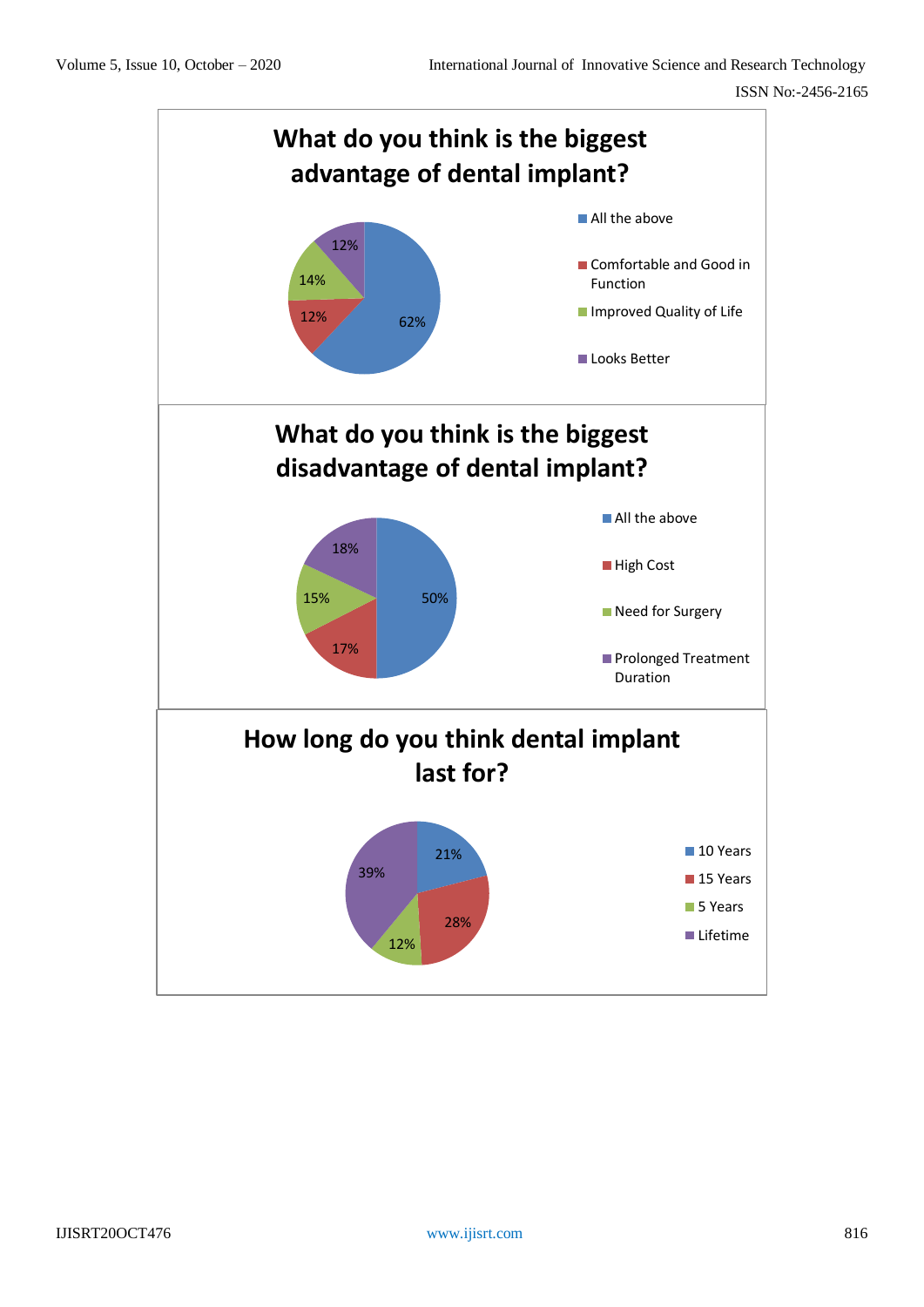**What do you think is the biggest advantage of dental implant?**

| Response | Percentage |
| --- | --- |
| All the above | 62% |
| Comfortable and Good in Function | 12% |
| Improved Quality of Life | 14% |
| Looks Better | 12% |

**What do you think is the biggest disadvantage of dental implant?**

| Response | Percentage |
| --- | --- |
| All the above | 50% |
| High Cost | 17% |
| Need for Surgery | 15% |
| Prolonged Treatment Duration | 18% |

**How long do you think dental implant last for?**

| Response | Percentage |
| --- | --- |
| 10 Years | 21% |
| 15 Years | 28% |
| 5 Years | 12% |
| Lifetime | 39% |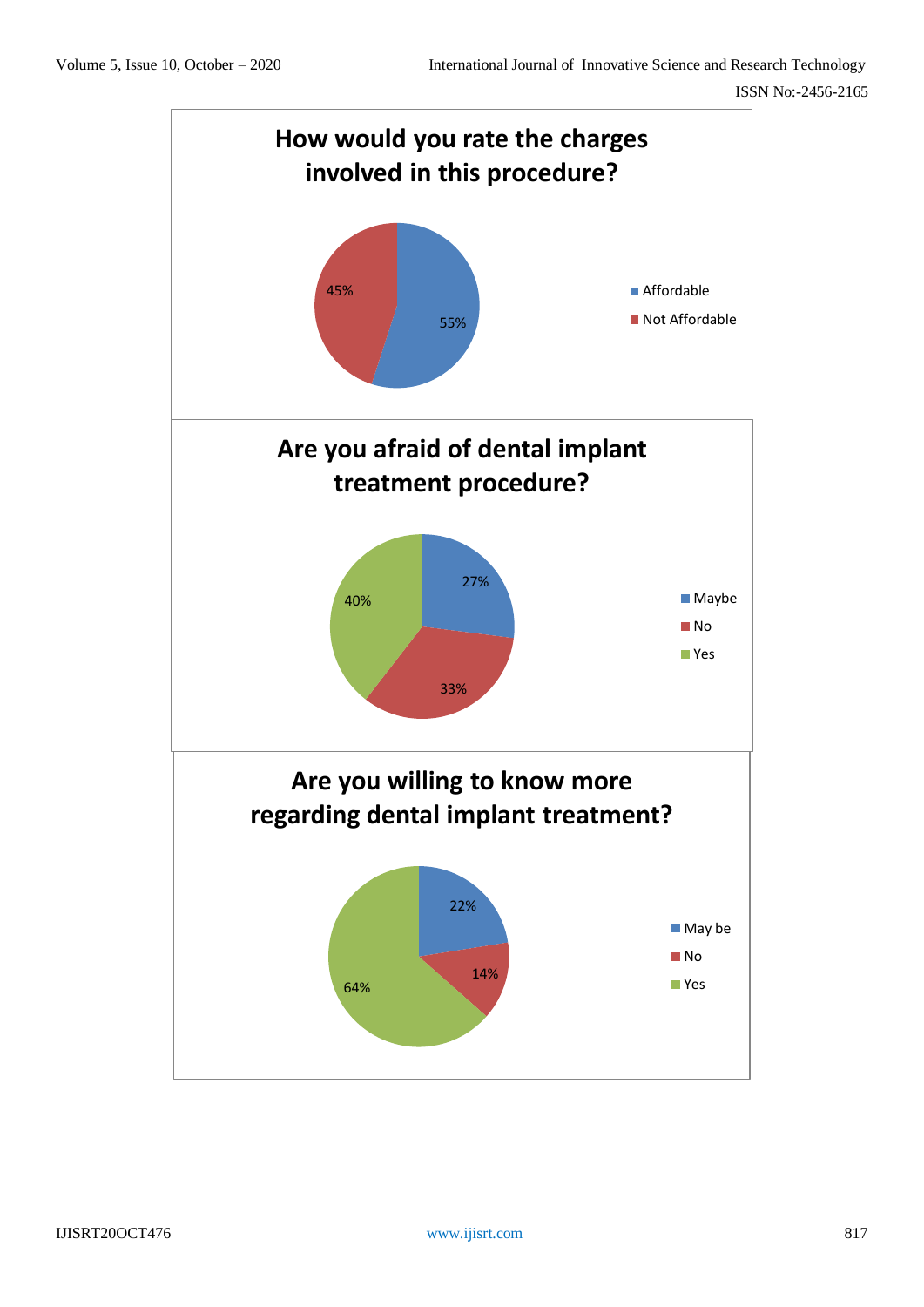**How would you rate the charges involved in this procedure?**

- Affordable: 55%
- Not Affordable: 45%

**Are you afraid of dental implant treatment procedure?**

- Maybe: 27%
- No: 33%
- Yes: 40%

**Are you willing to know more regarding dental implant treatment?**

- May be: 22%
- No: 14%
- Yes: 64%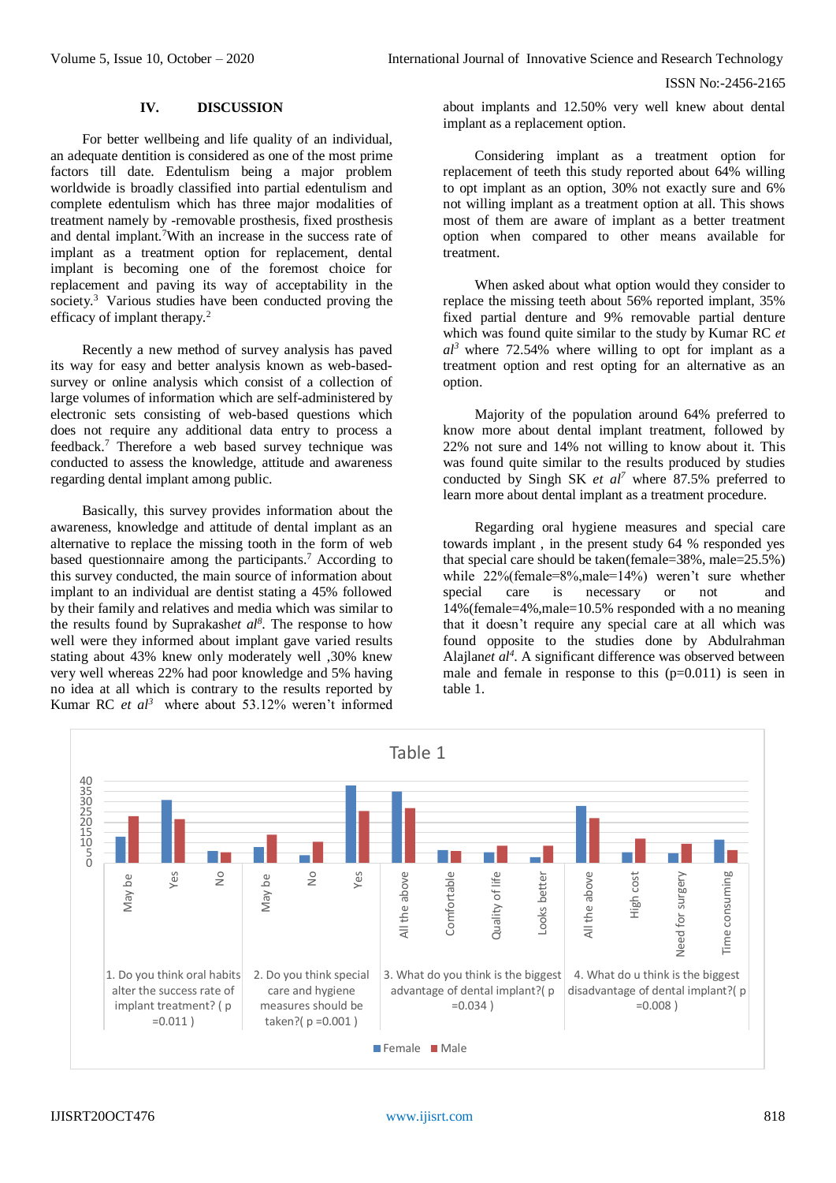## IV. DISCUSSION

For better wellbeing and life quality of an individual, an adequate dentition is considered as one of the most prime factors till date. Edentulism being a major problem worldwide is broadly classified into partial edentulism and complete edentulism which has three major modalities of treatment namely by -removable prosthesis, fixed prosthesis and dental implant.[7] With an increase in the success rate of implant as a treatment option for replacement, dental implant is becoming one of the foremost choice for replacement and paving its way of acceptability in the society.[3] Various studies have been conducted proving the efficacy of implant therapy.[2]

Recently a new method of survey analysis has paved its way for easy and better analysis known as web-based-survey or online analysis which consist of a collection of large volumes of information which are self-administered by electronic sets consisting of web-based questions which does not require any additional data entry to process a feedback.[7] Therefore a web based survey technique was conducted to assess the knowledge, attitude and awareness regarding dental implant among public.

Basically, this survey provides information about the awareness, knowledge and attitude of dental implant as an alternative to replace the missing tooth in the form of web based questionnaire among the participants.[7] According to this survey conducted, the main source of information about implant to an individual are dentist stating a 45% followed by their family and relatives and media which was similar to the results found by Suprakash*et al*[8]. The response to how well were they informed about implant gave varied results stating about 43% knew only moderately well ,30% knew very well whereas 22% had poor knowledge and 5% having no idea at all which is contrary to the results reported by Kumar RC *et al*[3] where about 53.12% weren't informed about implants and 12.50% very well knew about dental implant as a replacement option.

Considering implant as a treatment option for replacement of teeth this study reported about 64% willing to opt implant as an option, 30% not exactly sure and 6% not willing implant as a treatment option at all. This shows most of them are aware of implant as a better treatment option when compared to other means available for treatment.

When asked about what option would they consider to replace the missing teeth about 56% reported implant, 35% fixed partial denture and 9% removable partial denture which was found quite similar to the study by Kumar RC *et al*[3] where 72.54% where willing to opt for implant as a treatment option and rest opting for an alternative as an option.

Majority of the population around 64% preferred to know more about dental implant treatment, followed by 22% not sure and 14% not willing to know about it. This was found quite similar to the results produced by studies conducted by Singh SK *et al*[7] where 87.5% preferred to learn more about dental implant as a treatment procedure.

Regarding oral hygiene measures and special care towards implant , in the present study 64 % responded yes that special care should be taken(female=38%, male=25.5%) while 22%(female=8%,male=14%) weren't sure whether special care is necessary or not and 14%(female=4%,male=10.5%) responded with a no meaning that it doesn't require any special care at all which was found opposite to the studies done by Abdulrahman Alajlan*et al*[4]. A significant difference was observed between male and female in response to this (p=0.011) is seen in table 1.

Table 1

| Question | Response | Female | Male |
|---|---|---|---|
| 1. Do you think oral habits alter the success rate of implant treatment? ( p =0.011 ) | May be | 13 | 23 |
| | Yes | 31 | 22 |
| | No | 6 | 5 |
| 2. Do you think special care and hygiene measures should be taken?( p =0.001 ) | May be | 8 | 14 |
| | No | 4 | 10.5 |
| | Yes | 38 | 25.5 |
| 3. What do you think is the biggest advantage of dental implant?( p =0.034 ) | All the above | 35 | 27 |
| | Comfortable | 6 | 5.5 |
| | Quality of life | 5 | 8 |
| | Looks better | 3 | 8 |
| 4. What do u think is the biggest disadvantage of dental implant?( p =0.008 ) | All the above | 28 | 22 |
| | High cost | 5 | 12 |
| | Need for surgery | 4.5 | 9.5 |
| | Time consuming | 11 | 6 |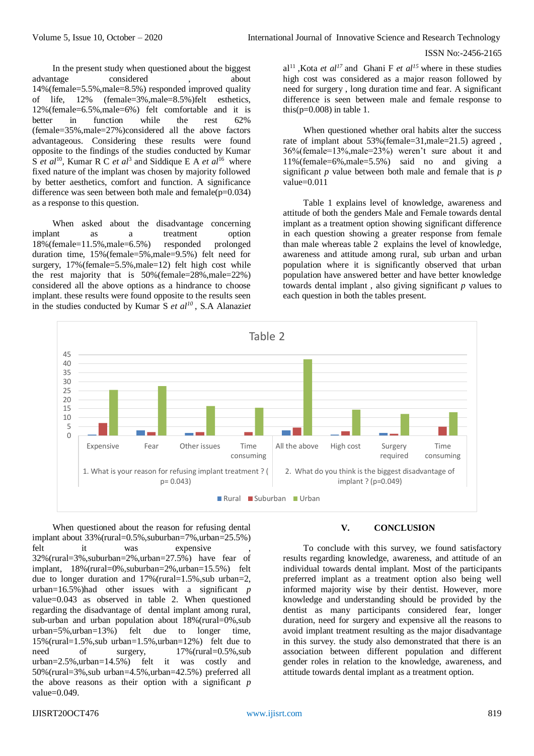In the present study when questioned about the biggest advantage considered , about 14%(female=5.5%,male=8.5%) responded improved quality of life, 12% (female=3%,male=8.5%)felt esthetics, 12%(female=6.5%,male=6%) felt comfortable and it is better in function while the rest 62% (female=35%,male=27%)considered all the above factors advantageous. Considering these results were found opposite to the findings of the studies conducted by Kumar S *et al*[10], Kumar R C *et al*[3] and Siddique E A *et al*[16] where fixed nature of the implant was chosen by majority followed by better aesthetics, comfort and function. A significance difference was seen between both male and female(p=0.034) as a response to this question.

When asked about the disadvantage concerning implant as a treatment option 18%(female=11.5%,male=6.5%) responded prolonged duration time, 15%(female=5%,male=9.5%) felt need for surgery, 17%(female=5.5%,male=12) felt high cost while the rest majority that is 50%(female=28%,male=22%) considered all the above options as a hindrance to choose implant. these results were found opposite to the results seen in the studies conducted by Kumar S *et al*[10] , S.A Alanazi*et* al[11] ,Kota *et al*[17] and Ghani F *et al*[15] where in these studies high cost was considered as a major reason followed by need for surgery , long duration time and fear. A significant difference is seen between male and female response to this(p=0.008) in table 1.

When questioned whether oral habits alter the success rate of implant about 53%(female=31,male=21.5) agreed , 36%(female=13%,male=23%) weren't sure about it and 11%(female=6%,male=5.5%) said no and giving a significant *p* value between both male and female that is *p* value=0.011

Table 1 explains level of knowledge, awareness and attitude of both the genders Male and Female towards dental implant as a treatment option showing significant difference in each question showing a greater response from female than male whereas table 2 explains the level of knowledge, awareness and attitude among rural, sub urban and urban population where it is significantly observed that urban population have answered better and have better knowledge towards dental implant , also giving significant *p* values to each question in both the tables present.

Table 2

| Question | Option | Rural | Suburban | Urban |
|---|---|---|---|---|
| 1. What is your reason for refusing implant treatment ? ( p= 0.043) | Expensive | 0.5 | 7 | 25.5 |
| | Fear | 3 | 2 | 27.5 |
| | Other issues | 1.5 | 2 | 16.5 |
| | Time consuming | 0 | 2 | 15.5 |
| 2. What do you think is the biggest disadvantage of implant ? (p=0.049) | All the above | 3 | 4.5 | 42.5 |
| | High cost | 0.5 | 2.5 | 14.5 |
| | Surgery required | 1.5 | 1 | 12 |
| | Time consuming | 0 | 5 | 13 |

When questioned about the reason for refusing dental implant about 33%(rural=0.5%,suburban=7%,urban=25.5%) felt it was expensive , 32%(rural=3%,suburban=2%,urban=27.5%) have fear of implant, 18%(rural=0%,suburban=2%,urban=15.5%) felt due to longer duration and 17%(rural=1.5%,sub urban=2, urban=16.5%)had other issues with a significant *p* value=0.043 as observed in table 2. When questioned regarding the disadvantage of dental implant among rural, sub-urban and urban population about 18%(rural=0%,sub urban=5%,urban=13%) felt due to longer time, 15%(rural=1.5%,sub urban=1.5%,urban=12%) felt due to need of surgery, 17%(rural=0.5%,sub urban=2.5%,urban=14.5%) felt it was costly and 50%(rural=3%,sub urban=4.5%,urban=42.5%) preferred all the above reasons as their option with a significant *p* value=0.049.

## V. CONCLUSION

To conclude with this survey, we found satisfactory results regarding knowledge, awareness, and attitude of an individual towards dental implant. Most of the participants preferred implant as a treatment option also being well informed majority wise by their dentist. However, more knowledge and understanding should be provided by the dentist as many participants considered fear, longer duration, need for surgery and expensive all the reasons to avoid implant treatment resulting as the major disadvantage in this survey. the study also demonstrated that there is an association between different population and different gender roles in relation to the knowledge, awareness, and attitude towards dental implant as a treatment option.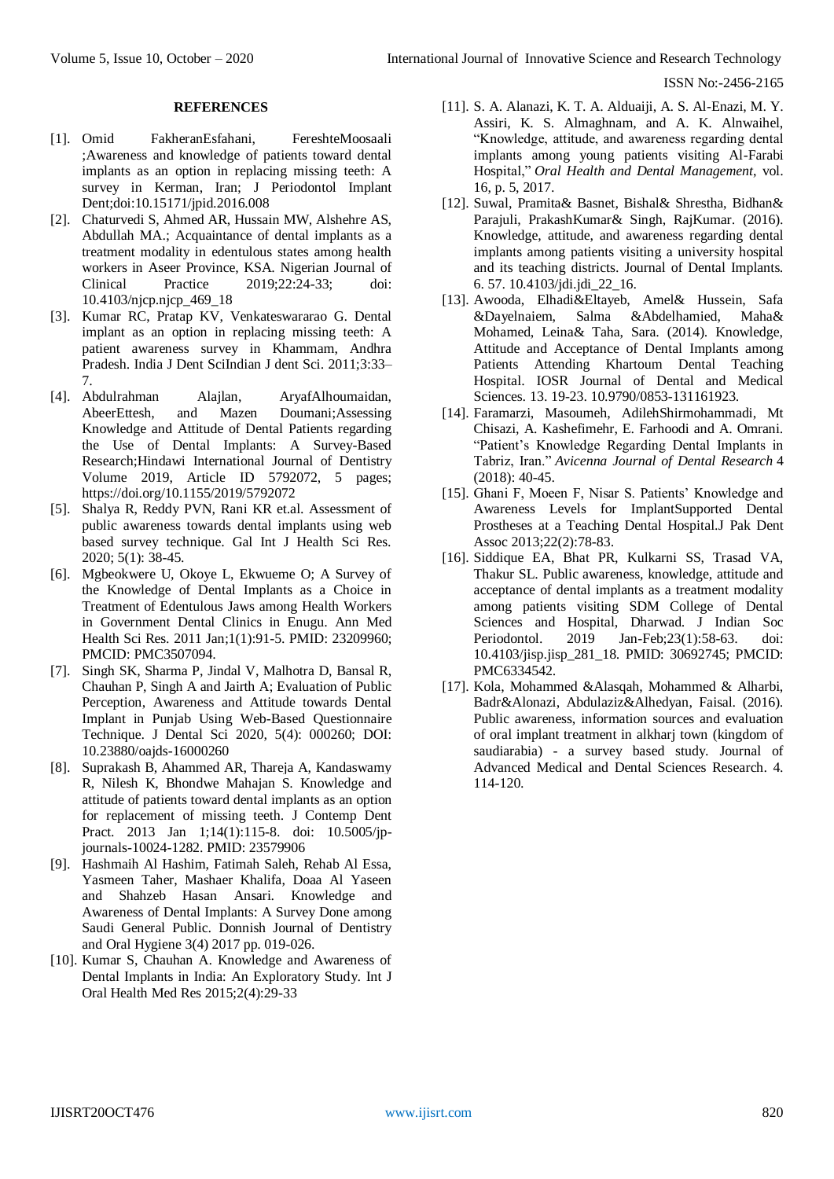## REFERENCES

[1]. Omid FakheranEsfahani, FereshteMoosaali ;Awareness and knowledge of patients toward dental implants as an option in replacing missing teeth: A survey in Kerman, Iran; J Periodontol Implant Dent;doi:10.15171/jpid.2016.008

[2]. Chaturvedi S, Ahmed AR, Hussain MW, Alshehre AS, Abdullah MA.; Acquaintance of dental implants as a treatment modality in edentulous states among health workers in Aseer Province, KSA. Nigerian Journal of Clinical Practice 2019;22:24-33; doi: 10.4103/njcp.njcp_469_18

[3]. Kumar RC, Pratap KV, Venkateswararao G. Dental implant as an option in replacing missing teeth: A patient awareness survey in Khammam, Andhra Pradesh. India J Dent SciIndian J dent Sci. 2011;3:33–7.

[4]. Abdulrahman Alajlan, AryafAlhoumaidan, AbeerEttesh, and Mazen Doumani;Assessing Knowledge and Attitude of Dental Patients regarding the Use of Dental Implants: A Survey-Based Research;Hindawi International Journal of Dentistry Volume 2019, Article ID 5792072, 5 pages; https://doi.org/10.1155/2019/5792072

[5]. Shalya R, Reddy PVN, Rani KR et.al. Assessment of public awareness towards dental implants using web based survey technique. Gal Int J Health Sci Res. 2020; 5(1): 38-45.

[6]. Mgbeokwere U, Okoye L, Ekwueme O; A Survey of the Knowledge of Dental Implants as a Choice in Treatment of Edentulous Jaws among Health Workers in Government Dental Clinics in Enugu. Ann Med Health Sci Res. 2011 Jan;1(1):91-5. PMID: 23209960; PMCID: PMC3507094.

[7]. Singh SK, Sharma P, Jindal V, Malhotra D, Bansal R, Chauhan P, Singh A and Jairth A; Evaluation of Public Perception, Awareness and Attitude towards Dental Implant in Punjab Using Web-Based Questionnaire Technique. J Dental Sci 2020, 5(4): 000260; DOI: 10.23880/oajds-16000260

[8]. Suprakash B, Ahammed AR, Thareja A, Kandaswamy R, Nilesh K, Bhondwe Mahajan S. Knowledge and attitude of patients toward dental implants as an option for replacement of missing teeth. J Contemp Dent Pract. 2013 Jan 1;14(1):115-8. doi: 10.5005/jp-journals-10024-1282. PMID: 23579906

[9]. Hashmaih Al Hashim, Fatimah Saleh, Rehab Al Essa, Yasmeen Taher, Mashaer Khalifa, Doaa Al Yaseen and Shahzeb Hasan Ansari. Knowledge and Awareness of Dental Implants: A Survey Done among Saudi General Public. Donnish Journal of Dentistry and Oral Hygiene 3(4) 2017 pp. 019-026.

[10]. Kumar S, Chauhan A. Knowledge and Awareness of Dental Implants in India: An Exploratory Study. Int J Oral Health Med Res 2015;2(4):29-33

[11]. S. A. Alanazi, K. T. A. Alduaiji, A. S. Al-Enazi, M. Y. Assiri, K. S. Almaghnam, and A. K. Alnwaihel, "Knowledge, attitude, and awareness regarding dental implants among young patients visiting Al-Farabi Hospital," *Oral Health and Dental Management*, vol. 16, p. 5, 2017.

[12]. Suwal, Pramita& Basnet, Bishal& Shrestha, Bidhan& Parajuli, PrakashKumar& Singh, RajKumar. (2016). Knowledge, attitude, and awareness regarding dental implants among patients visiting a university hospital and its teaching districts. Journal of Dental Implants. 6. 57. 10.4103/jdi.jdi_22_16.

[13]. Awooda, Elhadi&Eltayeb, Amel& Hussein, Safa &Dayelnaiem, Salma &Abdelhamied, Maha& Mohamed, Leina& Taha, Sara. (2014). Knowledge, Attitude and Acceptance of Dental Implants among Patients Attending Khartoum Dental Teaching Hospital. IOSR Journal of Dental and Medical Sciences. 13. 19-23. 10.9790/0853-131161923.

[14]. Faramarzi, Masoumeh, AdilehShirmohammadi, Mt Chisazi, A. Kashefimehr, E. Farhoodi and A. Omrani. "Patient's Knowledge Regarding Dental Implants in Tabriz, Iran." *Avicenna Journal of Dental Research* 4 (2018): 40-45.

[15]. Ghani F, Moeen F, Nisar S. Patients' Knowledge and Awareness Levels for ImplantSupported Dental Prostheses at a Teaching Dental Hospital.J Pak Dent Assoc 2013;22(2):78-83.

[16]. Siddique EA, Bhat PR, Kulkarni SS, Trasad VA, Thakur SL. Public awareness, knowledge, attitude and acceptance of dental implants as a treatment modality among patients visiting SDM College of Dental Sciences and Hospital, Dharwad. J Indian Soc Periodontol. 2019 Jan-Feb;23(1):58-63. doi: 10.4103/jisp.jisp_281_18. PMID: 30692745; PMCID: PMC6334542.

[17]. Kola, Mohammed &Alasqah, Mohammed & Alharbi, Badr&Alonazi, Abdulaziz&Alhedyan, Faisal. (2016). Public awareness, information sources and evaluation of oral implant treatment in alkharj town (kingdom of saudiarabia) - a survey based study. Journal of Advanced Medical and Dental Sciences Research. 4. 114-120.